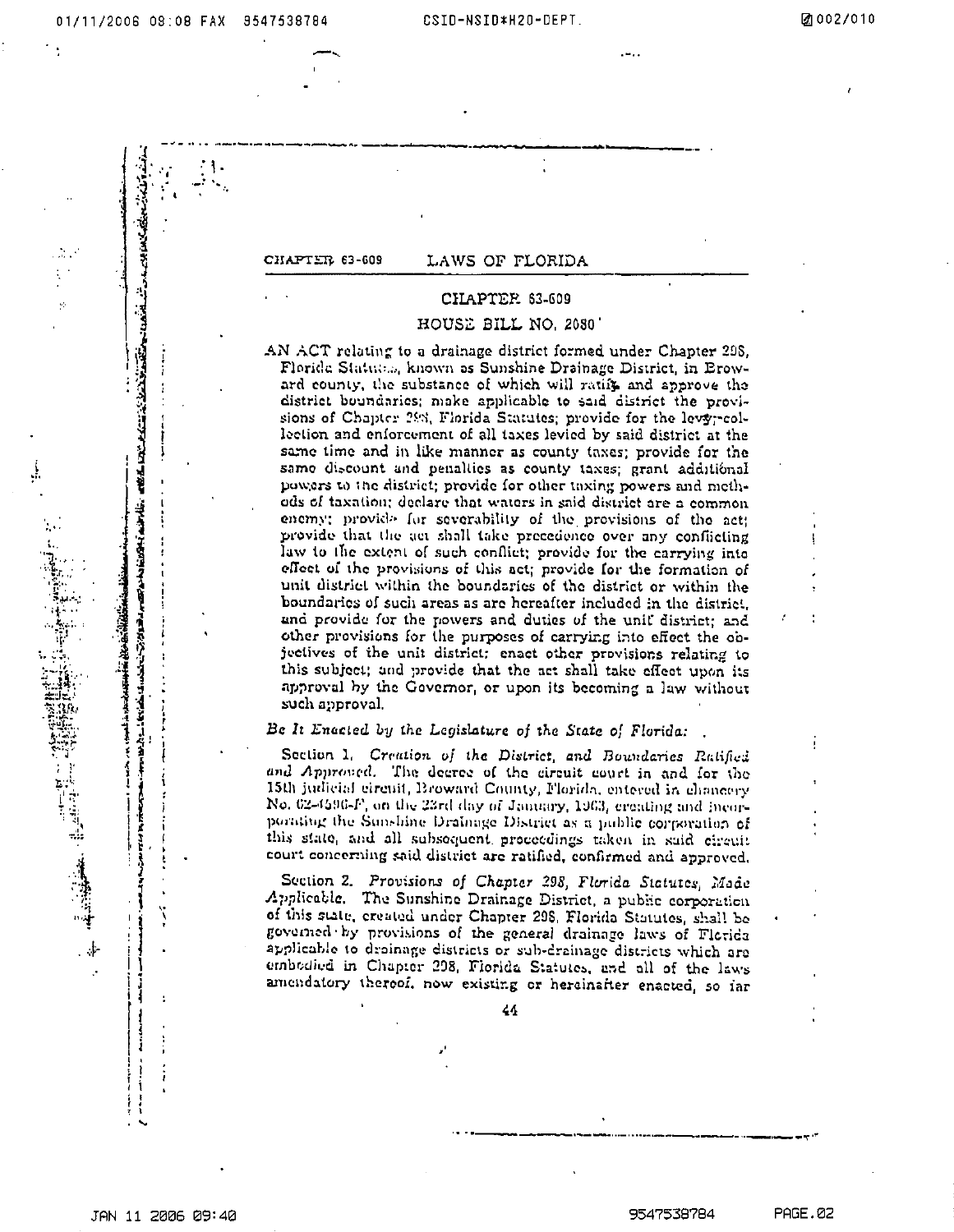# CHAPTER 63-609

## HOUSE BILL NO. 2080

AN ACT relating to a drainage district formed under Chapter 298, Florida Statutes, known as Sunshine Drainage District, in Broward county, the substance of which will ratify and approve the district boundaries; make applicable to said district the provisions of Chapter 298, Florida Statutes; provide for the levy, collection and enforcement of all taxes levied by said district at the same time and in like manner as county taxes; provide for the same discount and penalties as county taxes; grant additional powers to the district; provide for other taxing powers and methods of taxation; declare that waters in said district are a common enemy; provide for severability of the provisions of the act; provide that the act shall take precedence over any conflicting law to the extent of such conflict; provide for the carrying into effect of the provisions of this act; provide for the formation of unit district within the boundaries of the district or within the boundaries of such areas as are hereafter included in the district, and provide for the powers and duties of the unit district; and other provisions for the purposes of carrying into effect the objectives of the unit district; enact other provisions relating to this subject; and provide that the act shall take effect upon its approval by the Governor, or upon its becoming a law without such approval.

*Be It Enacted by the Legislature of the State of Florida:*

Section 1. *Creation of the District, and Boundaries Ratified and Approved.* The decree of the circuit court in and for the 15th judicial circuit, Broward County, Florida, entered in chancery No. 62-4596-F, on the 23rd day of January, 1963, creating and incorporating the Sunshine Drainage District as a public corporation of this state, and all subsequent proceedings taken in said circuit court concerning said district are ratified, confirmed and approved.

Section 2. *Provisions of Chapter 298, Florida Statutes, Made Applicable.* The Sunshine Drainage District, a public corporation of this state, created under Chapter 298, Florida Statutes, shall be governed by provisions of the general drainage laws of Florida applicable to drainage districts or sub-drainage districts which are embodied in Chapter 298, Florida Statutes, and all of the laws amendatory thereof, now existing or hereinafter enacted, so far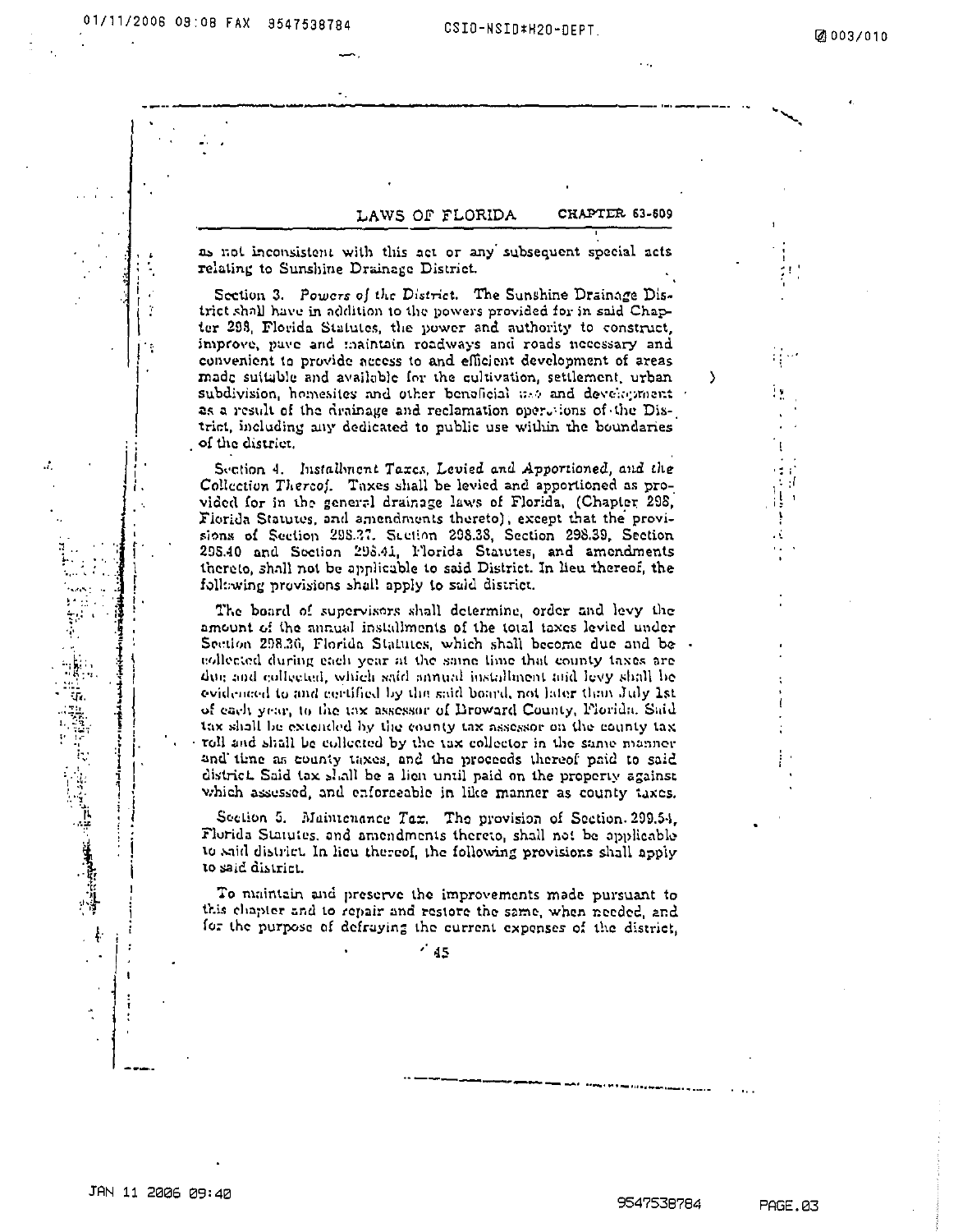as not inconsistent with this act or any subsequent special acts relating to Sunshine Drainage District.

Section 3. *Powers of the District.* The Sunshine Drainage District shall have in addition to the powers provided for in said Chapter 298, Florida Statutes, the power and authority to construct, improve, pave and maintain roadways and roads necessary and convenient to provide access to and efficient development of areas made suitable and available for the cultivation, settlement, urban subdivision, homesites and other beneficial use and development as a result of the drainage and reclamation operations of the District, including any dedicated to public use within the boundaries of the district.

Section 4. *Installment Taxes, Levied and Apportioned, and the Collection Thereof.* Taxes shall be levied and apportioned as provided for in the general drainage laws of Florida, (Chapter 298, Florida Statutes, and amendments thereto), except that the provisions of Section 298.37, Section 298.38, Section 298.39, Section 298.40 and Section 298.41, Florida Statutes, and amendments thereto, shall not be applicable to said District. In lieu thereof, the following provisions shall apply to said district.

The board of supervisors shall determine, order and levy the amount of the annual installments of the total taxes levied under Section 298.36, Florida Statutes, which shall become due and be collected during each year at the same time that county taxes are due and collected, which said annual installment and levy shall be evidenced to and certified by the said board, not later than July 1st of each year, to the tax assessor of Broward County, Florida. Said tax shall be extended by the county tax assessor on the county tax roll and shall be collected by the tax collector in the same manner and time as county taxes, and the proceeds thereof paid to said district. Said tax shall be a lien until paid on the property against which assessed, and enforceable in like manner as county taxes.

Section 5. *Maintenance Tax.* The provision of Section 298.54, Florida Statutes, and amendments thereto, shall not be applicable to said district. In lieu thereof, the following provisions shall apply to said district.

To maintain and preserve the improvements made pursuant to this chapter and to repair and restore the same, when needed, and for the purpose of defraying the current expenses of the district,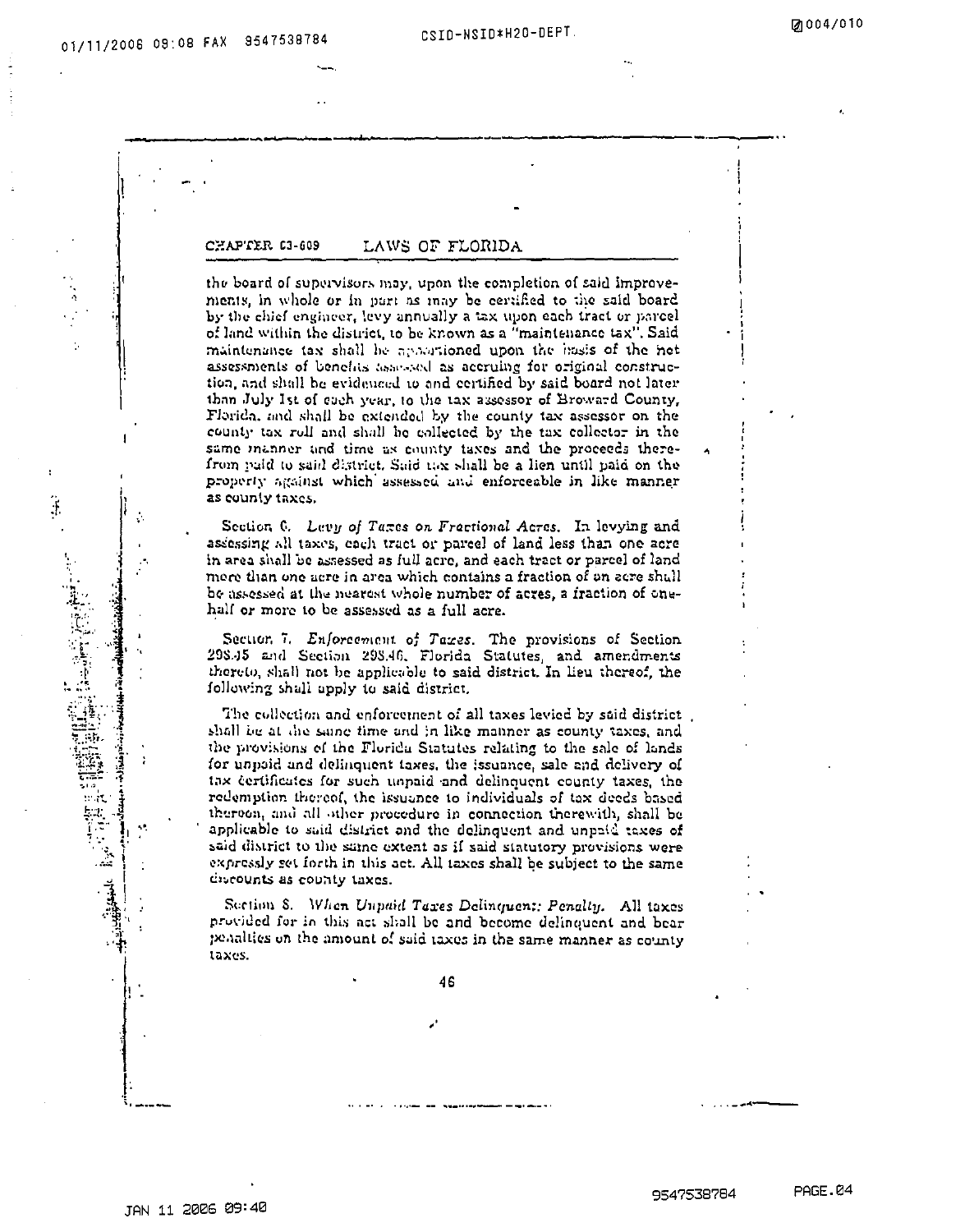the board of supervisors may, upon the completion of said improvements, in whole or in part as may be certified to the said board by the chief engineer, levy annually a tax upon each tract or parcel of land within the district, to be known as a "maintenance tax". Said maintenance tax shall be apportioned upon the basis of the net assessments of benefits assessed as accruing for original construction, and shall be evidenced to and certified by said board not later than July 1st of each year, to the tax assessor of Broward County, Florida, and shall be extended by the county tax assessor on the county tax roll and shall be collected by the tax collector in the same manner and time as county taxes and the proceeds therefrom paid to said district. Said tax shall be a lien until paid on the property against which assessed and enforceable in like manner as county taxes.

Section 6. *Levy of Taxes on Fractional Acres.* In levying and assessing all taxes, each tract or parcel of land less than one acre in area shall be assessed as full acre, and each tract or parcel of land more than one acre in area which contains a fraction of an acre shall be assessed at the nearest whole number of acres, a fraction of one-half or more to be assessed as a full acre.

Section 7. *Enforcement of Taxes.* The provisions of Section 298.45 and Section 298.46, Florida Statutes, and amendments thereto, shall not be applicable to said district. In lieu thereof, the following shall apply to said district.

The collection and enforcement of all taxes levied by said district shall be at the same time and in like manner as county taxes, and the provisions of the Florida Statutes relating to the sale of lands for unpaid and delinquent taxes, the issuance, sale and delivery of tax certificates for such unpaid and delinquent county taxes, the redemption thereof, the issuance to individuals of tax deeds based thereon, and all other procedure in connection therewith, shall be applicable to said district and the delinquent and unpaid taxes of said district to the same extent as if said statutory provisions were expressly set forth in this act. All taxes shall be subject to the same discounts as county taxes.

Section 8. *When Unpaid Taxes Delinquent; Penalty.* All taxes provided for in this act shall be and become delinquent and bear penalties on the amount of said taxes in the same manner as county taxes.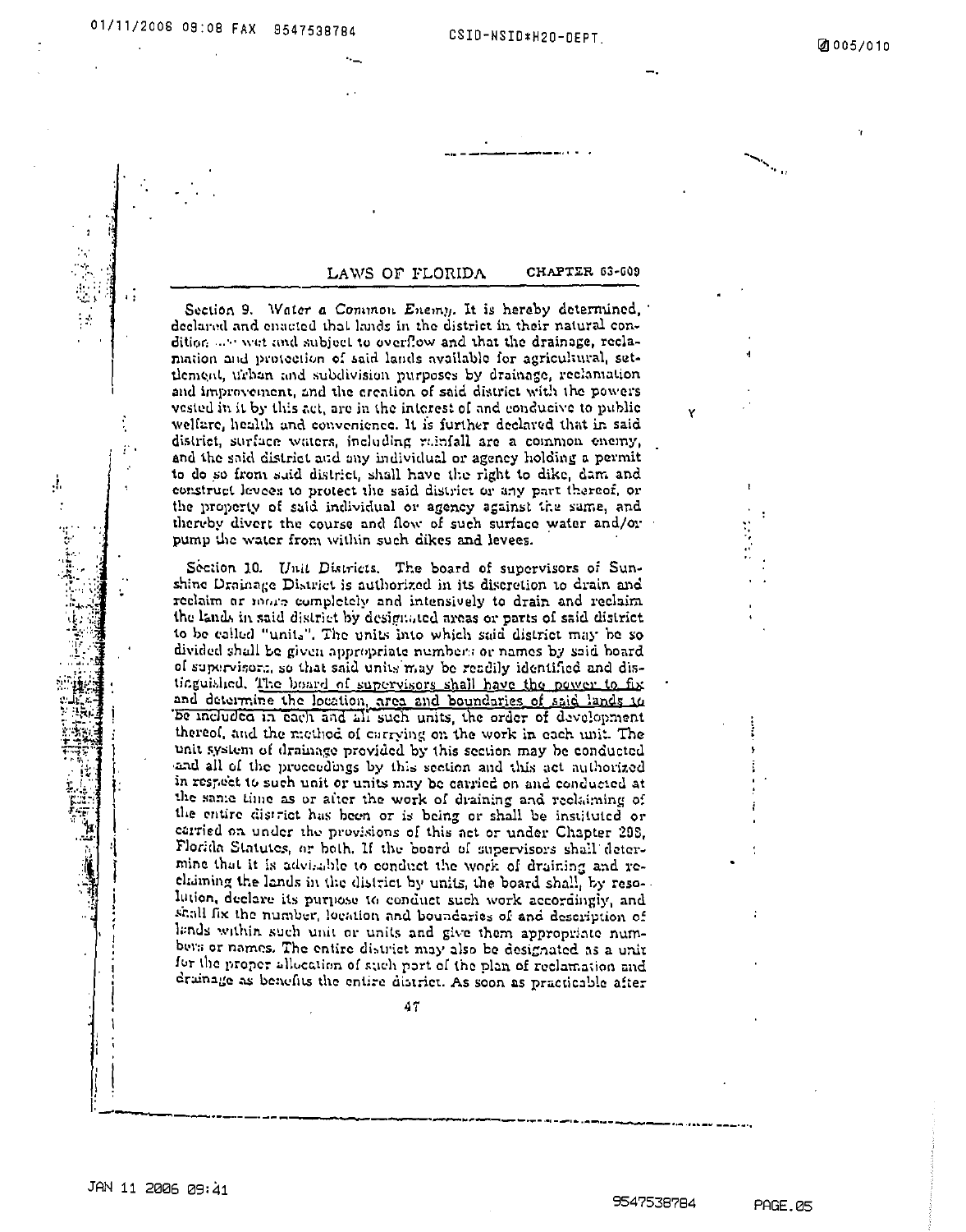LAWS OF FLORIDA CHAPTER 63-609

Section 9. *Water a Common Enemy.* It is hereby determined, declared and enacted that lands in the district in their natural condition are wet and subject to overflow and that the drainage, reclamation and protection of said lands available for agricultural, settlement, urban and subdivision purposes by drainage, reclamation and improvement, and the creation of said district with the powers vested in it by this act, are in the interest of and conducive to public welfare, health and convenience. It is further declared that in said district, surface waters, including rainfall are a common enemy, and the said district and any individual or agency holding a permit to do so from said district, shall have the right to dike, dam and construct levees to protect the said district or any part thereof, or the property of said individual or agency against the same, and thereby divert the course and flow of such surface water and/or pump the water from within such dikes and levees.

Section 10. *Unit Districts.* The board of supervisors of Sunshine Drainage District is authorized in its discretion to drain and reclaim or more completely and intensively to drain and reclaim the lands in said district by designated areas or parts of said district to be called "units". The units into which said district may be so divided shall be given appropriate numbers or names by said board of supervisors, so that said units may be readily identified and distinguished. The board of supervisors shall have the power to fix and determine the location, area and boundaries of said lands to be included in each and all such units, the order of development thereof, and the method of carrying on the work in each unit. The unit system of drainage provided by this section may be conducted and all of the proceedings by this section and this act authorized in respect to such unit or units may be carried on and conducted at the same time as or after the work of draining and reclaiming of the entire district has been or is being or shall be instituted or carried on under the provisions of this act or under Chapter 298, Florida Statutes, or both. If the board of supervisors shall determine that it is advisable to conduct the work of draining and reclaiming the lands in the district by units, the board shall, by resolution, declare its purpose to conduct such work accordingly, and shall fix the number, location and boundaries of and description of lands within such unit or units and give them appropriate numbers or names. The entire district may also be designated as a unit for the proper allocation of such part of the plan of reclamation and drainage as benefits the entire district. As soon as practicable after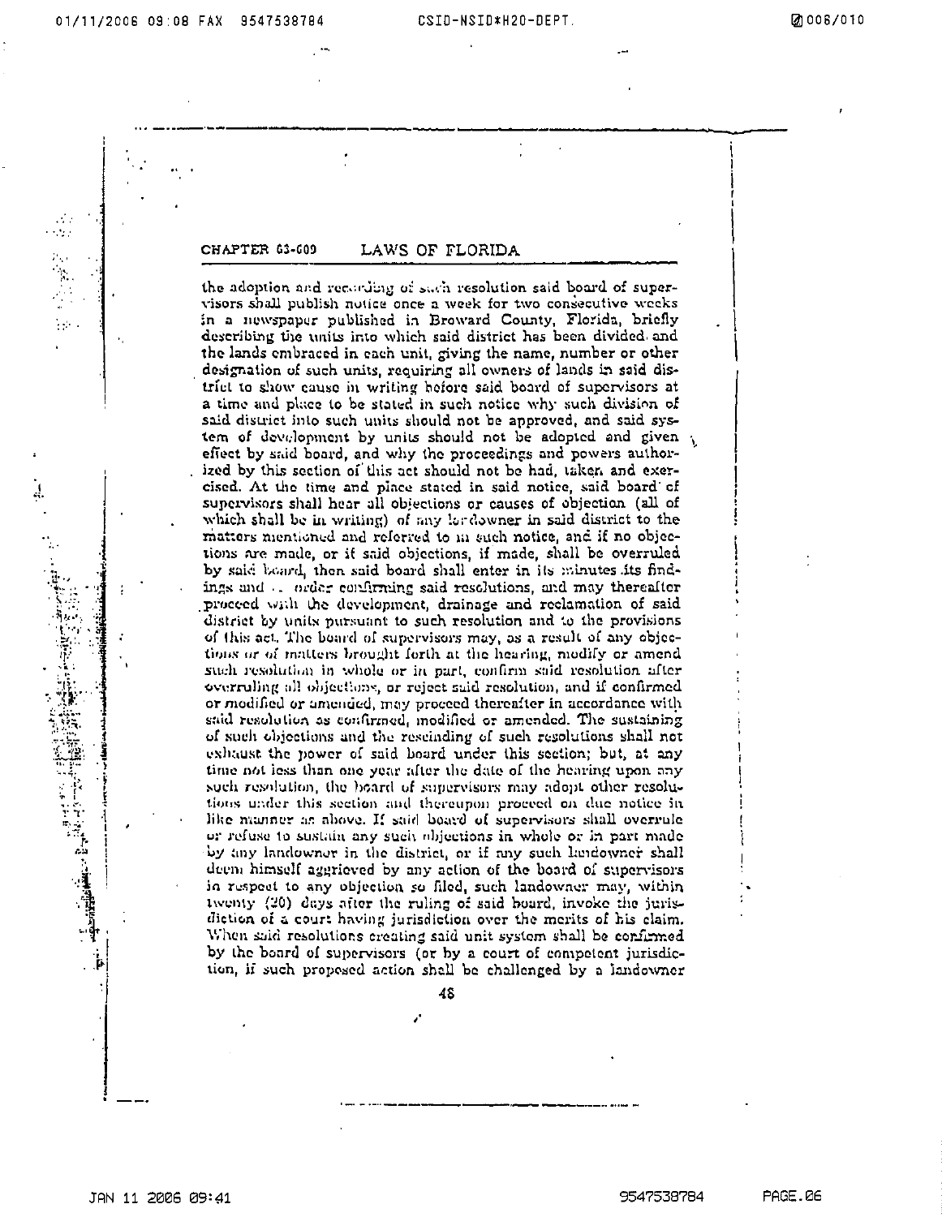the adoption and recording of such resolution said board of supervisors shall publish notice once a week for two consecutive weeks in a newspaper published in Broward County, Florida, briefly describing the units into which said district has been divided and the lands embraced in each unit, giving the name, number or other designation of such units, requiring all owners of lands in said district to show cause in writing before said board of supervisors at a time and place to be stated in such notice why such division of said district into such units should not be approved, and said system of development by units should not be adopted and given effect by said board, and why the proceedings and powers authorized by this section of this act should not be had, taken and exercised. At the time and place stated in said notice, said board of supervisors shall hear all objections or causes of objection (all of which shall be in writing) of any landowner in said district to the matters mentioned and referred to in such notice, and if no objections are made, or if said objections, if made, shall be overruled by said board, then said board shall enter in its minutes its findings and .. order confirming said resolutions, and may thereafter proceed with the development, drainage and reclamation of said district by units pursuant to such resolution and to the provisions of this act. The board of supervisors may, as a result of any objections or of matters brought forth at the hearing, modify or amend such resolution in whole or in part, confirm said resolution after overruling all objections, or reject said resolution, and if confirmed or modified or amended, may proceed thereafter in accordance with said resolution as confirmed, modified or amended. The sustaining of such objections and the rescinding of such resolutions shall not exhaust the power of said board under this section; but, at any time not less than one year after the date of the hearing upon any such resolution, the board of supervisors may adopt other resolutions under this section and thereupon proceed on due notice in like manner as above. If said board of supervisors shall overrule or refuse to sustain any such objections in whole or in part made by any landowner in the district, or if any such landowner shall deem himself aggrieved by any action of the board of supervisors in respect to any objection so filed, such landowner may, within twenty (20) days after the ruling of said board, invoke the jurisdiction of a court having jurisdiction over the merits of his claim. When said resolutions creating said unit system shall be confirmed by the board of supervisors (or by a court of competent jurisdiction, if such proposed action shall be challenged by a landowner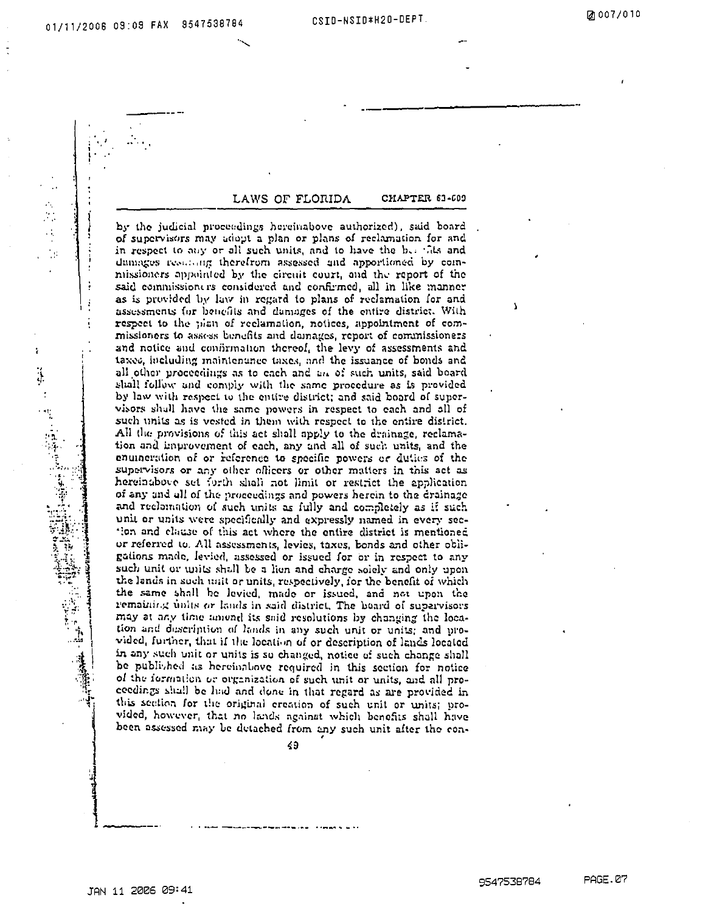by the judicial proceedings hereinabove authorized), said board of supervisors may adopt a plan or plans of reclamation for and in respect to any or all such units, and to have the benefits and damages resulting therefrom assessed and apportioned by commissioners appointed by the circuit court, and the report of the said commissioners considered and confirmed, all in like manner as is provided by law in regard to plans of reclamation for and assessments for benefits and damages of the entire district. With respect to the plan of reclamation, notices, appointment of commissioners to assess benefits and damages, report of commissioners and notice and confirmation thereof, the levy of assessments and taxes, including maintenance taxes, and the issuance of bonds and all other proceedings as to each and all of such units, said board shall follow and comply with the same procedure as is provided by law with respect to the entire district; and said board of supervisors shall have the same powers in respect to each and all of such units as is vested in them with respect to the entire district. All the provisions of this act shall apply to the drainage, reclamation and improvement of each, any and all of such units, and the enumeration of or reference to specific powers or duties of the supervisors or any other officers or other matters in this act as hereinabove set forth shall not limit or restrict the application of any and all of the proceedings and powers herein to the drainage and reclamation of such units as fully and completely as if such unit or units were specifically and expressly named in every section and clause of this act where the entire district is mentioned or referred to. All assessments, levies, taxes, bonds and other obligations made, levied, assessed or issued for or in respect to any such unit or units shall be a lien and charge solely and only upon the lands in such unit or units, respectively, for the benefit of which the same shall be levied, made or issued, and not upon the remaining units or lands in said district. The board of supervisors may at any time amend its said resolutions by changing the location and description of lands in any such unit or units; and provided, further, that if the location of or description of lands located in any such unit or units is so changed, notice of such change shall be published as hereinabove required in this section for notice of the formation or organization of such unit or units, and all proceedings shall be had and done in that regard as are provided in this section for the original creation of such unit or units; provided, however, that no lands against which benefits shall have been assessed may be detached from any such unit after the con-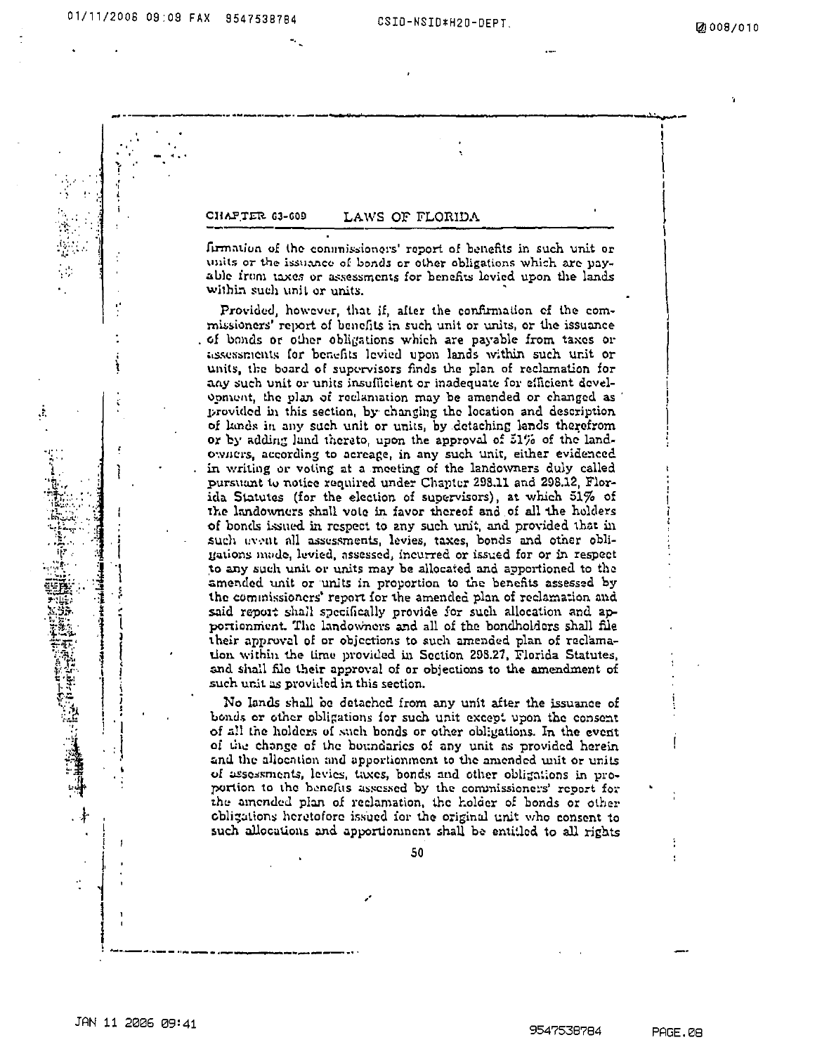firmation of the commissioners' report of benefits in such unit or units or the issuance of bonds or other obligations which are payable from taxes or assessments for benefits levied upon the lands within such unit or units.

Provided, however, that if, after the confirmation of the commissioners' report of benefits in such unit or units, or the issuance of bonds or other obligations which are payable from taxes or assessments for benefits levied upon lands within such unit or units, the board of supervisors finds the plan of reclamation for any such unit or units insufficient or inadequate for efficient development, the plan of reclamation may be amended or changed as provided in this section, by changing the location and description of lands in any such unit or units, by detaching lands therefrom or by adding land thereto, upon the approval of 51% of the landowners, according to acreage, in any such unit, either evidenced in writing or voting at a meeting of the landowners duly called pursuant to notice required under Chapter 298.11 and 298.12, Florida Statutes (for the election of supervisors), at which 51% of the landowners shall vote in favor thereof and of all the holders of bonds issued in respect to any such unit, and provided that in such event all assessments, levies, taxes, bonds and other obligations made, levied, assessed, incurred or issued for or in respect to any such unit or units may be allocated and apportioned to the amended unit or units in proportion to the benefits assessed by the commissioners' report for the amended plan of reclamation and said report shall specifically provide for such allocation and apportionment. The landowners and all of the bondholders shall file their approval of or objections to such amended plan of reclamation within the time provided in Section 298.27, Florida Statutes, and shall file their approval of or objections to the amendment of such unit as provided in this section.

No lands shall be detached from any unit after the issuance of bonds or other obligations for such unit except upon the consent of all the holders of such bonds or other obligations. In the event of the change of the boundaries of any unit as provided herein and the allocation and apportionment to the amended unit or units of assessments, levies, taxes, bonds and other obligations in proportion to the benefits assessed by the commissioners' report for the amended plan of reclamation, the holder of bonds or other obligations heretofore issued for the original unit who consent to such allocations and apportionment shall be entitled to all rights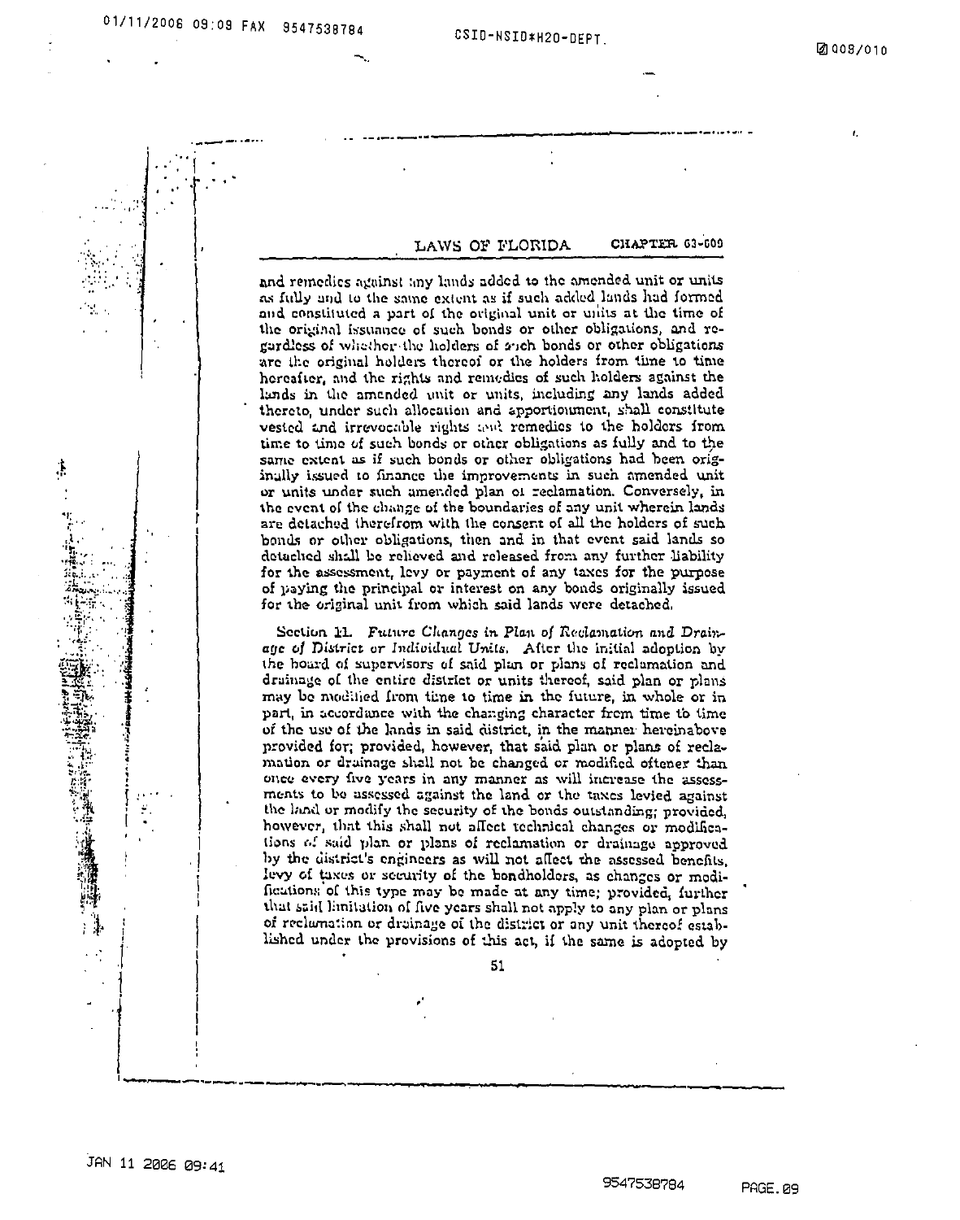and remedies against any lands added to the amended unit or units as fully and to the same extent as if such added lands had formed and constituted a part of the original unit or units at the time of the original issuance of such bonds or other obligations, and regardless of whether the holders of such bonds or other obligations are the original holders thereof or the holders from time to time hereafter, and the rights and remedies of such holders against the lands in the amended unit or units, including any lands added thereto, under such allocation and apportionment, shall constitute vested and irrevocable rights and remedies to the holders from time to time of such bonds or other obligations as fully and to the same extent as if such bonds or other obligations had been originally issued to finance the improvements in such amended unit or units under such amended plan of reclamation. Conversely, in the event of the change of the boundaries of any unit wherein lands are detached therefrom with the consent of all the holders of such bonds or other obligations, then and in that event said lands so detached shall be relieved and released from any further liability for the assessment, levy or payment of any taxes for the purpose of paying the principal or interest on any bonds originally issued for the original unit from which said lands were detached.

Section 11. *Future Changes in Plan of Reclamation and Drainage of District or Individual Units.* After the initial adoption by the board of supervisors of said plan or plans of reclamation and drainage of the entire district or units thereof, said plan or plans may be modified from time to time in the future, in whole or in part, in accordance with the changing character from time to time of the use of the lands in said district, in the manner hereinabove provided for; provided, however, that said plan or plans of reclamation or drainage shall not be changed or modified oftener than once every five years in any manner as will increase the assessments to be assessed against the land or the taxes levied against the land or modify the security of the bonds outstanding; provided, however, that this shall not affect technical changes or modifications of said plan or plans of reclamation or drainage approved by the district's engineers as will not affect the assessed benefits, levy of taxes or security of the bondholders, as changes or modifications of this type may be made at any time; provided, further that said limitation of five years shall not apply to any plan or plans of reclamation or drainage of the district or any unit thereof established under the provisions of this act, if the same is adopted by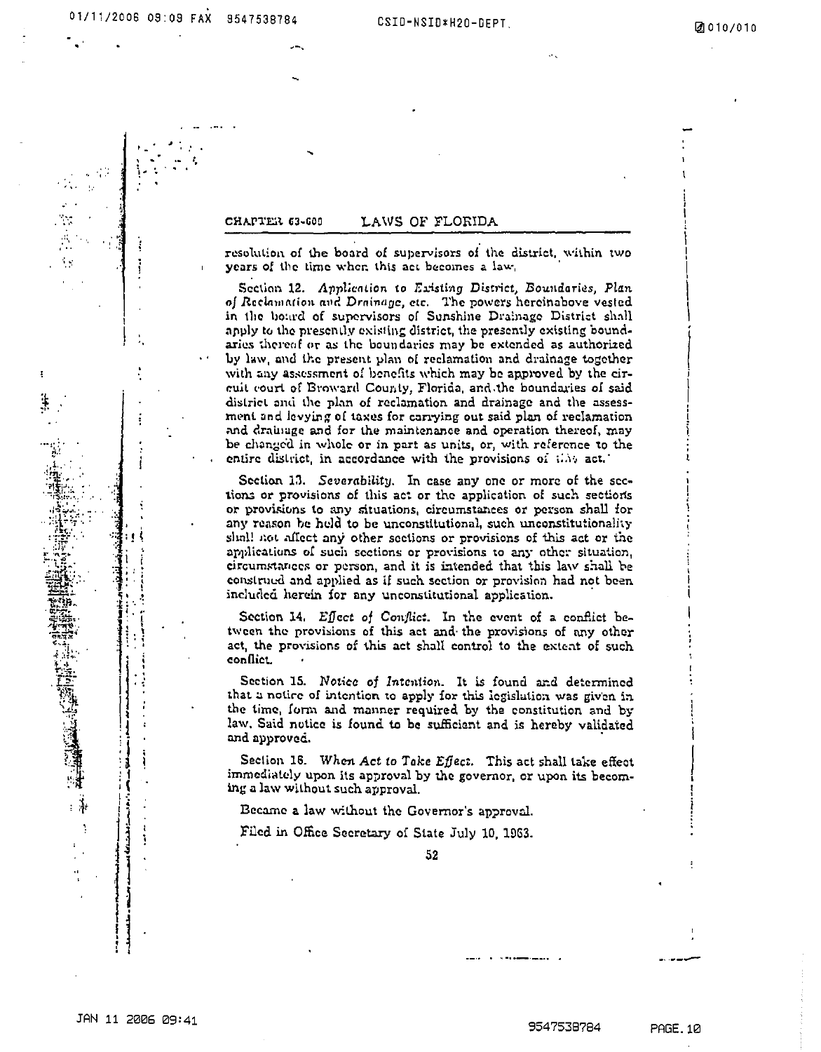resolution of the board of supervisors of the district, within two years of the time when this act becomes a law.

Section 12. *Application to Existing District, Boundaries, Plan of Reclamation and Drainage, etc.* The powers hereinabove vested in the board of supervisors of Sunshine Drainage District shall apply to the presently existing district, the presently existing boundaries thereof or as the boundaries may be extended as authorized by law, and the present plan of reclamation and drainage together with any assessment of benefits which may be approved by the circuit court of Broward County, Florida, and the boundaries of said district and the plan of reclamation and drainage and the assessment and levying of taxes for carrying out said plan of reclamation and drainage and for the maintenance and operation thereof, may be changed in whole or in part as units, or, with reference to the entire district, in accordance with the provisions of this act.

Section 13. *Severability.* In case any one or more of the sections or provisions of this act or the application of such sections or provisions to any situations, circumstances or person shall for any reason be held to be unconstitutional, such unconstitutionality shall not affect any other sections or provisions of this act or the applications of such sections or provisions to any other situation, circumstances or person, and it is intended that this law shall be construed and applied as if such section or provision had not been included herein for any unconstitutional application.

Section 14. *Effect of Conflict.* In the event of a conflict between the provisions of this act and the provisions of any other act, the provisions of this act shall control to the extent of such conflict.

Section 15. *Notice of Intention.* It is found and determined that a notice of intention to apply for this legislation was given in the time, form and manner required by the constitution and by law. Said notice is found to be sufficient and is hereby validated and approved.

Section 16. *When Act to Take Effect.* This act shall take effect immediately upon its approval by the governor, or upon its becoming a law without such approval.

Became a law without the Governor's approval.

Filed in Office Secretary of State July 10, 1963.